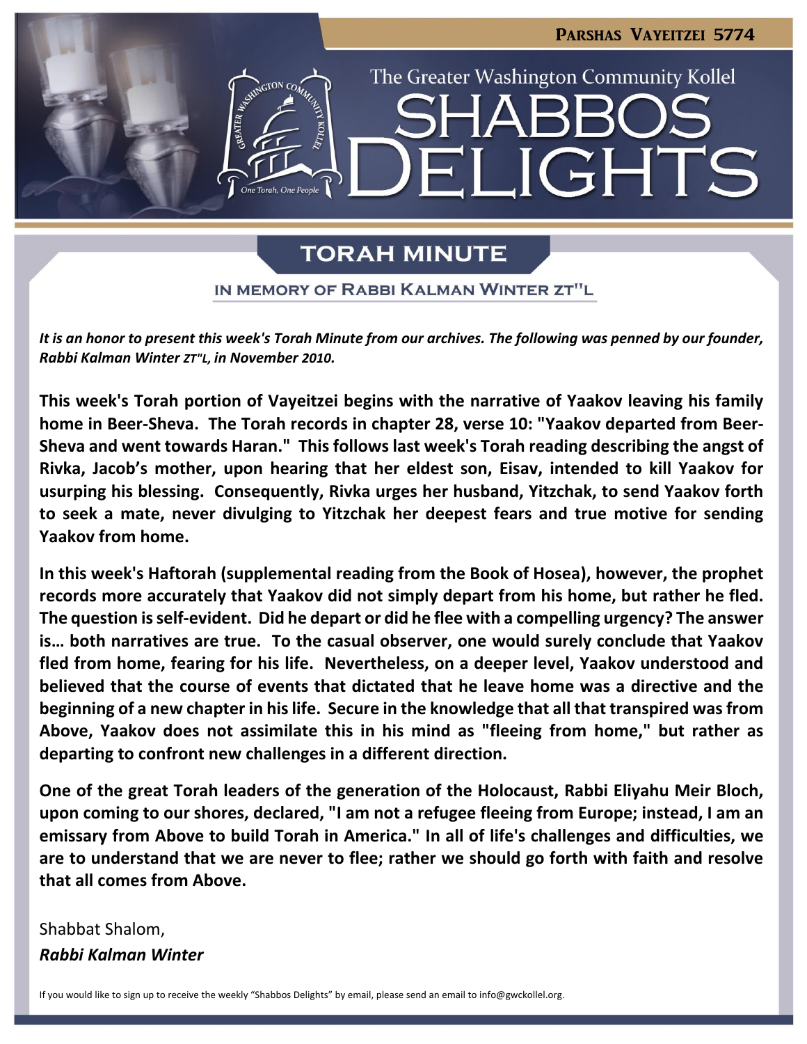PARSHAS VAYEITZEI 5774

The Greater Washington Community Kollel

# SHABBOS DELIGHTS

## TORAH MINUTE

### IN MEMORY OF RABBI KALMAN WINTER ZT"L

*It is an honor to present this week's Torah Minute from our archives. The following was penned by our founder, Rabbi Kalman Winter ZT"L, in November 2010.*

**This week's Torah portion of Vayeitzei begins with the narrative of Yaakov leaving his family home in Beer-Sheva. The Torah records in chapter 28, verse 10: "Yaakov departed from Beer-Sheva and went towards Haran." This follows last week's Torah reading describing the angst of Rivka, Jacob's mother, upon hearing that her eldest son, Eisav, intended to kill Yaakov for usurping his blessing. Consequently, Rivka urges her husband, Yitzchak, to send Yaakov forth to seek a mate, never divulging to Yitzchak her deepest fears and true motive for sending Yaakov from home.**

**In this week's Haftorah (supplemental reading from the Book of Hosea), however, the prophet records more accurately that Yaakov did not simply depart from his home, but rather he fled. The question is self-evident. Did he depart or did he flee with a compelling urgency? The answer is… both narratives are true. To the casual observer, one would surely conclude that Yaakov fled from home, fearing for his life. Nevertheless, on a deeper level, Yaakov understood and believed that the course of events that dictated that he leave home was a directive and the beginning of a new chapter in his life. Secure in the knowledge that all that transpired was from Above, Yaakov does not assimilate this in his mind as "fleeing from home," but rather as departing to confront new challenges in a different direction.**

**One of the great Torah leaders of the generation of the Holocaust, Rabbi Eliyahu Meir Bloch, upon coming to our shores, declared, "I am not a refugee fleeing from Europe; instead, I am an emissary from Above to build Torah in America." In all of life's challenges and difficulties, we are to understand that we are never to flee; rather we should go forth with faith and resolve that all comes from Above.**

Shabbat Shalom,

***Rabbi Kalman Winter***

If you would like to sign up to receive the weekly "Shabbos Delights" by email, please send an email to info@gwckollel.org.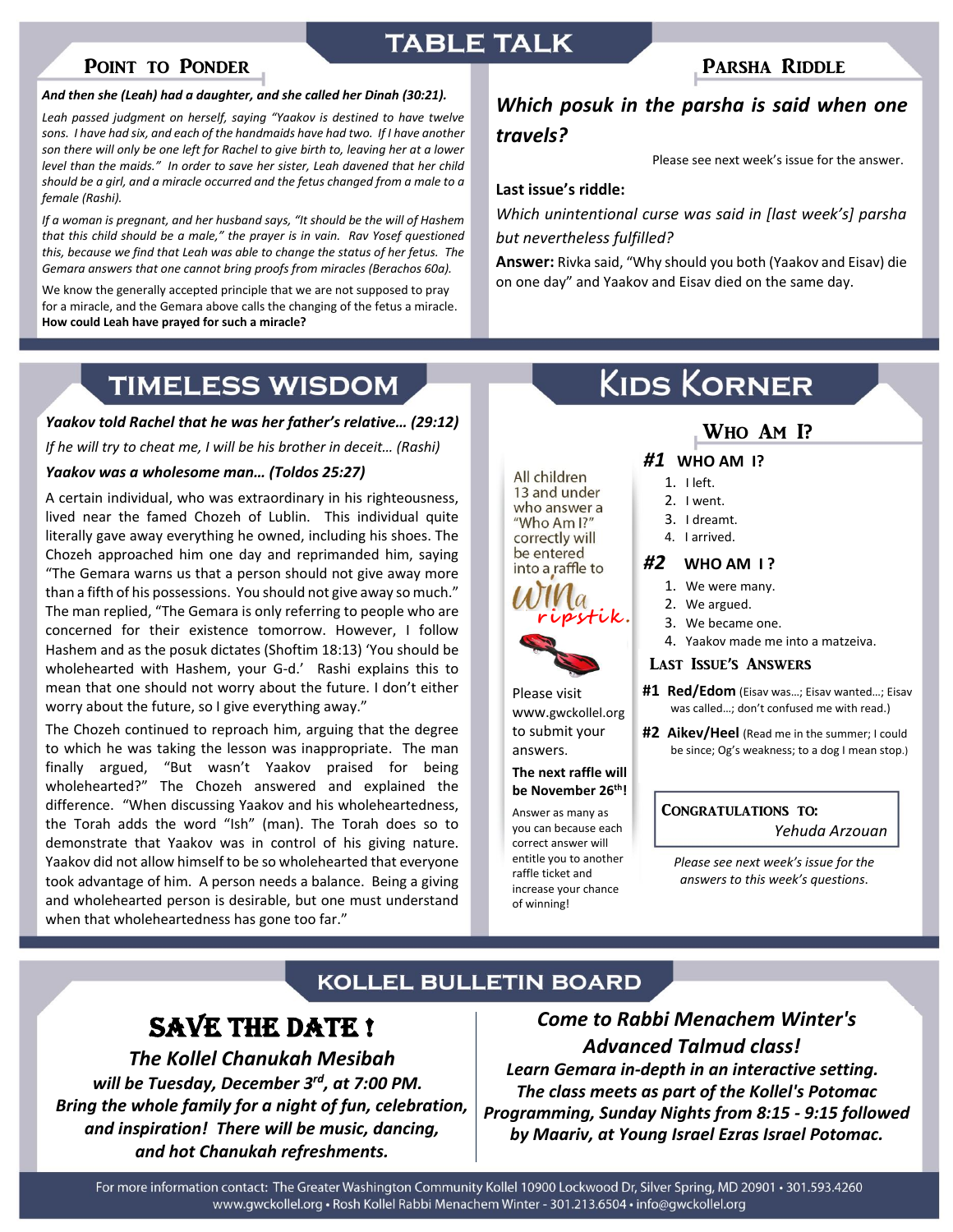# TABLE TALK

## Point to Ponder

***And then she (Leah) had a daughter, and she called her Dinah (30:21).***

*Leah passed judgment on herself, saying "Yaakov is destined to have twelve sons. I have had six, and each of the handmaids have had two. If I have another son there will only be one left for Rachel to give birth to, leaving her at a lower level than the maids." In order to save her sister, Leah davened that her child should be a girl, and a miracle occurred and the fetus changed from a male to a female (Rashi).*

*If a woman is pregnant, and her husband says, "It should be the will of Hashem that this child should be a male," the prayer is in vain. Rav Yosef questioned this, because we find that Leah was able to change the status of her fetus. The Gemara answers that one cannot bring proofs from miracles (Berachos 60a).*

We know the generally accepted principle that we are not supposed to pray for a miracle, and the Gemara above calls the changing of the fetus a miracle. **How could Leah have prayed for such a miracle?**

## Parsha Riddle

***Which posuk in the parsha is said when one travels?***

Please see next week's issue for the answer.

**Last issue's riddle:**

*Which unintentional curse was said in [last week's] parsha but nevertheless fulfilled?*

**Answer:** Rivka said, "Why should you both (Yaakov and Eisav) die on one day" and Yaakov and Eisav died on the same day.

# TIMELESS WISDOM

***Yaakov told Rachel that he was her father's relative… (29:12)***

*If he will try to cheat me, I will be his brother in deceit… (Rashi)*

***Yaakov was a wholesome man… (Toldos 25:27)***

A certain individual, who was extraordinary in his righteousness, lived near the famed Chozeh of Lublin. This individual quite literally gave away everything he owned, including his shoes. The Chozeh approached him one day and reprimanded him, saying "The Gemara warns us that a person should not give away more than a fifth of his possessions. You should not give away so much." The man replied, "The Gemara is only referring to people who are concerned for their existence tomorrow. However, I follow Hashem and as the posuk dictates (Shoftim 18:13) 'You should be wholehearted with Hashem, your G-d.' Rashi explains this to mean that one should not worry about the future. I don't either worry about the future, so I give everything away."

The Chozeh continued to reproach him, arguing that the degree to which he was taking the lesson was inappropriate. The man finally argued, "But wasn't Yaakov praised for being wholehearted?" The Chozeh answered and explained the difference. "When discussing Yaakov and his wholeheartedness, the Torah adds the word "Ish" (man). The Torah does so to demonstrate that Yaakov was in control of his giving nature. Yaakov did not allow himself to be so wholehearted that everyone took advantage of him. A person needs a balance. Being a giving and wholehearted person is desirable, but one must understand when that wholeheartedness has gone too far."

# Kids Korner

All children 13 and under who answer a "Who Am I?" correctly will be entered into a raffle to win a ripstik.

Please visit www.gwckollel.org to submit your answers.

**The next raffle will be November 26th!**

Answer as many as you can because each correct answer will entitle you to another raffle ticket and increase your chance of winning!

## Who Am I?

### #1 WHO AM I?

1. I left.
2. I went.
3. I dreamt.
4. I arrived.

### #2 WHO AM I?

1. We were many.
2. We argued.
3. We became one.
4. Yaakov made me into a matzeiva.

### Last Issue's Answers

**#1 Red/Edom** (Eisav was…; Eisav wanted…; Eisav was called…; don't confused me with read.)

**#2 Aikev/Heel** (Read me in the summer; I could be since; Og's weakness; to a dog I mean stop.)

**Congratulations to:** *Yehuda Arzouan*

*Please see next week's issue for the answers to this week's questions.*

# KOLLEL BULLETIN BOARD

## SAVE THE DATE !

***The Kollel Chanukah Mesibah will be Tuesday, December 3rd, at 7:00 PM. Bring the whole family for a night of fun, celebration, and inspiration! There will be music, dancing, and hot Chanukah refreshments.***

***Come to Rabbi Menachem Winter's Advanced Talmud class!***

***Learn Gemara in-depth in an interactive setting. The class meets as part of the Kollel's Potomac Programming, Sunday Nights from 8:15 - 9:15 followed by Maariv, at Young Israel Ezras Israel Potomac.***

For more information contact: The Greater Washington Community Kollel 10900 Lockwood Dr, Silver Spring, MD 20901 • 301.593.4260
www.gwckollel.org • Rosh Kollel Rabbi Menachem Winter - 301.213.6504 • info@gwckollel.org